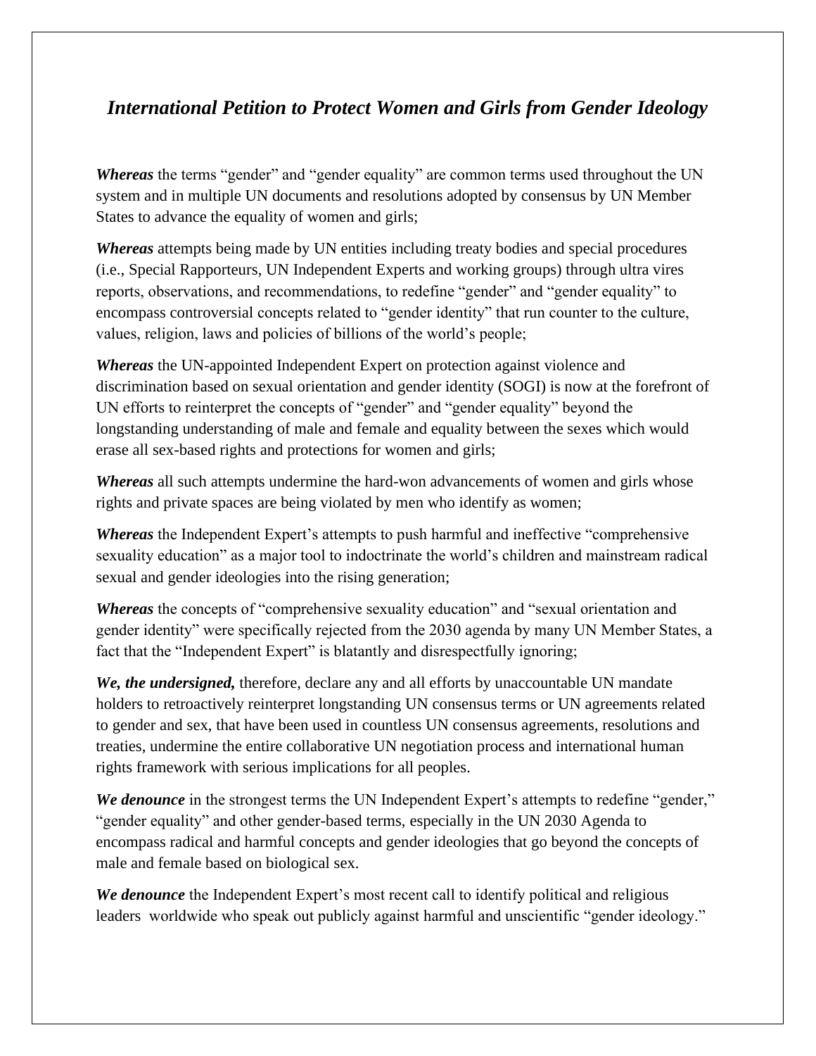## *International Petition to Protect Women and Girls from Gender Ideology*

***Whereas*** the terms “gender” and “gender equality” are common terms used throughout the UN system and in multiple UN documents and resolutions adopted by consensus by UN Member States to advance the equality of women and girls;

***Whereas*** attempts being made by UN entities including treaty bodies and special procedures (i.e., Special Rapporteurs, UN Independent Experts and working groups) through ultra vires reports, observations, and recommendations, to redefine “gender” and “gender equality” to encompass controversial concepts related to “gender identity” that run counter to the culture, values, religion, laws and policies of billions of the world’s people;

***Whereas*** the UN-appointed Independent Expert on protection against violence and discrimination based on sexual orientation and gender identity (SOGI) is now at the forefront of UN efforts to reinterpret the concepts of “gender” and “gender equality” beyond the longstanding understanding of male and female and equality between the sexes which would erase all sex-based rights and protections for women and girls;

***Whereas*** all such attempts undermine the hard-won advancements of women and girls whose rights and private spaces are being violated by men who identify as women;

***Whereas*** the Independent Expert’s attempts to push harmful and ineffective “comprehensive sexuality education” as a major tool to indoctrinate the world’s children and mainstream radical sexual and gender ideologies into the rising generation;

***Whereas*** the concepts of “comprehensive sexuality education” and “sexual orientation and gender identity” were specifically rejected from the 2030 agenda by many UN Member States, a fact that the “Independent Expert” is blatantly and disrespectfully ignoring;

***We, the undersigned,*** therefore, declare any and all efforts by unaccountable UN mandate holders to retroactively reinterpret longstanding UN consensus terms or UN agreements related to gender and sex, that have been used in countless UN consensus agreements, resolutions and treaties, undermine the entire collaborative UN negotiation process and international human rights framework with serious implications for all peoples.

***We denounce*** in the strongest terms the UN Independent Expert’s attempts to redefine “gender,” “gender equality” and other gender-based terms, especially in the UN 2030 Agenda to encompass radical and harmful concepts and gender ideologies that go beyond the concepts of male and female based on biological sex.

***We denounce*** the Independent Expert’s most recent call to identify political and religious leaders worldwide who speak out publicly against harmful and unscientific “gender ideology.”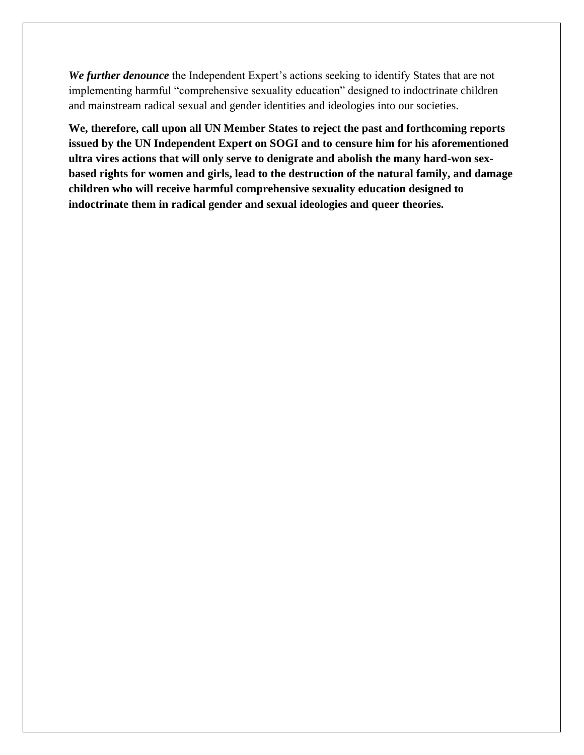***We further denounce*** the Independent Expert's actions seeking to identify States that are not implementing harmful "comprehensive sexuality education" designed to indoctrinate children and mainstream radical sexual and gender identities and ideologies into our societies.

**We, therefore, call upon all UN Member States to reject the past and forthcoming reports issued by the UN Independent Expert on SOGI and to censure him for his aforementioned ultra vires actions that will only serve to denigrate and abolish the many hard-won sex-based rights for women and girls, lead to the destruction of the natural family, and damage children who will receive harmful comprehensive sexuality education designed to indoctrinate them in radical gender and sexual ideologies and queer theories.**